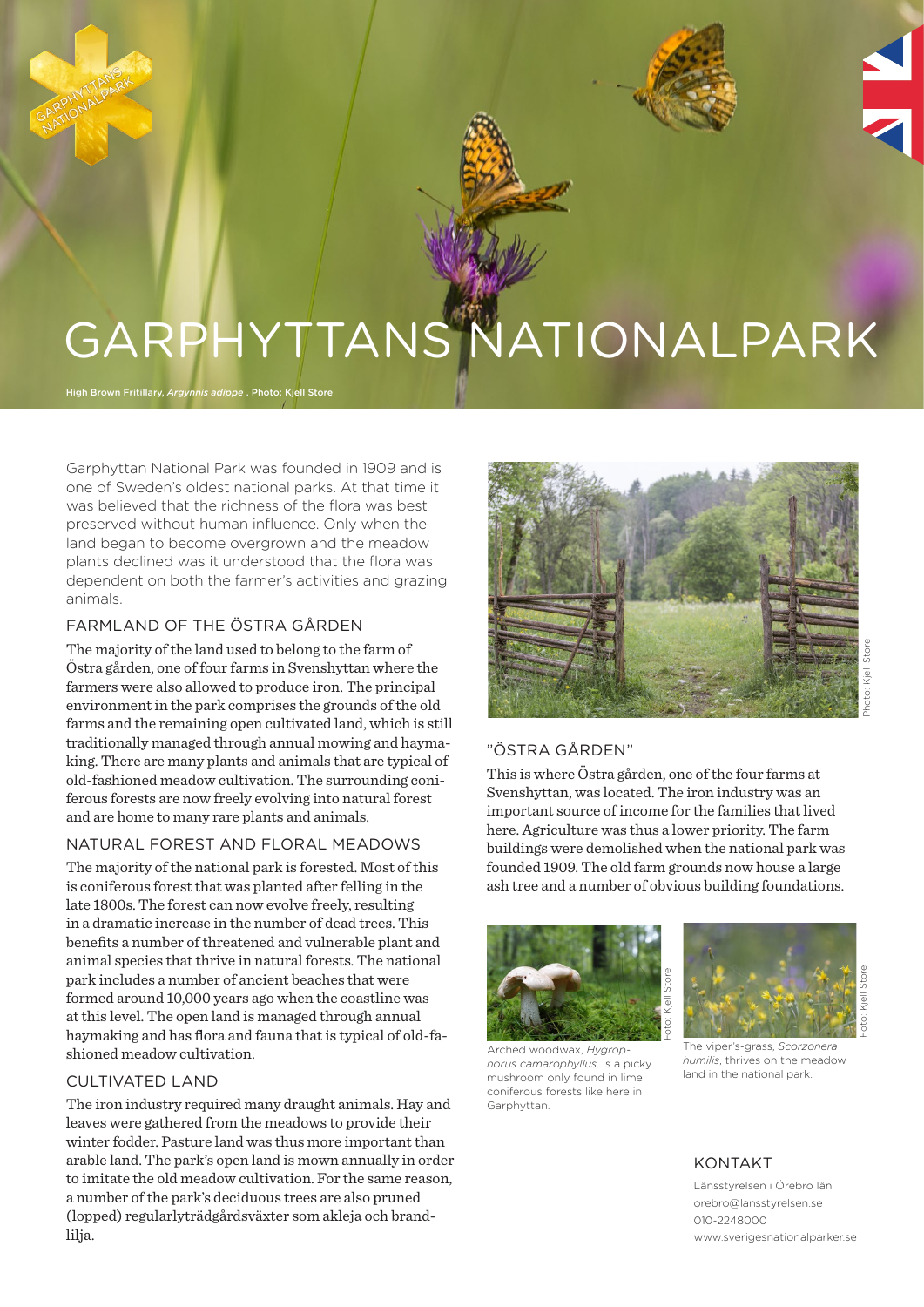# GARPHYTTANS NATIONALPARK

High Brown Fritillary, *Argynnis adippe* . Photo: Kjell Store

Garphyttan National Park was founded in 1909 and is one of Sweden's oldest national parks. At that time it was believed that the richness of the flora was best preserved without human influence. Only when the land began to become overgrown and the meadow plants declined was it understood that the flora was dependent on both the farmer's activities and grazing animals.

## FARMLAND OF THE ÖSTRA GÅRDEN

The majority of the land used to belong to the farm of Östra gården, one of four farms in Svenshyttan where the farmers were also allowed to produce iron. The principal environment in the park comprises the grounds of the old farms and the remaining open cultivated land, which is still traditionally managed through annual mowing and haymaking. There are many plants and animals that are typical of old-fashioned meadow cultivation. The surrounding coniferous forests are now freely evolving into natural forest and are home to many rare plants and animals.

## NATURAL FOREST AND FLORAL MEADOWS

The majority of the national park is forested. Most of this is coniferous forest that was planted after felling in the late 1800s. The forest can now evolve freely, resulting in a dramatic increase in the number of dead trees. This benefits a number of threatened and vulnerable plant and animal species that thrive in natural forests. The national park includes a number of ancient beaches that were formed around 10,000 years ago when the coastline was at this level. The open land is managed through annual haymaking and has flora and fauna that is typical of old-fashioned meadow cultivation.

## CULTIVATED LAND

The iron industry required many draught animals. Hay and leaves were gathered from the meadows to provide their winter fodder. Pasture land was thus more important than arable land. The park's open land is mown annually in order to imitate the old meadow cultivation. For the same reason, a number of the park's deciduous trees are also pruned (lopped) regularlyträdgårdsväxter som akleja och brandlilja.

Photo: Kjell Store

## "ÖSTRA GÅRDEN"

This is where Östra gården, one of the four farms at Svenshyttan, was located. The iron industry was an important source of income for the families that lived here. Agriculture was thus a lower priority. The farm buildings were demolished when the national park was founded 1909. The old farm grounds now house a large ash tree and a number of obvious building foundations.

Foto: Kjell Store

Arched woodwax, *Hygrophorus camarophyllus,* is a picky mushroom only found in lime coniferous forests like here in Garphyttan.

Foto: Kjell Store

The viper's-grass, *Scorzonera humilis*, thrives on the meadow land in the national park.

## KONTAKT

Länsstyrelsen i Örebro län
orebro@lansstyrelsen.se
010-2248000
www.sverigesnationalparker.se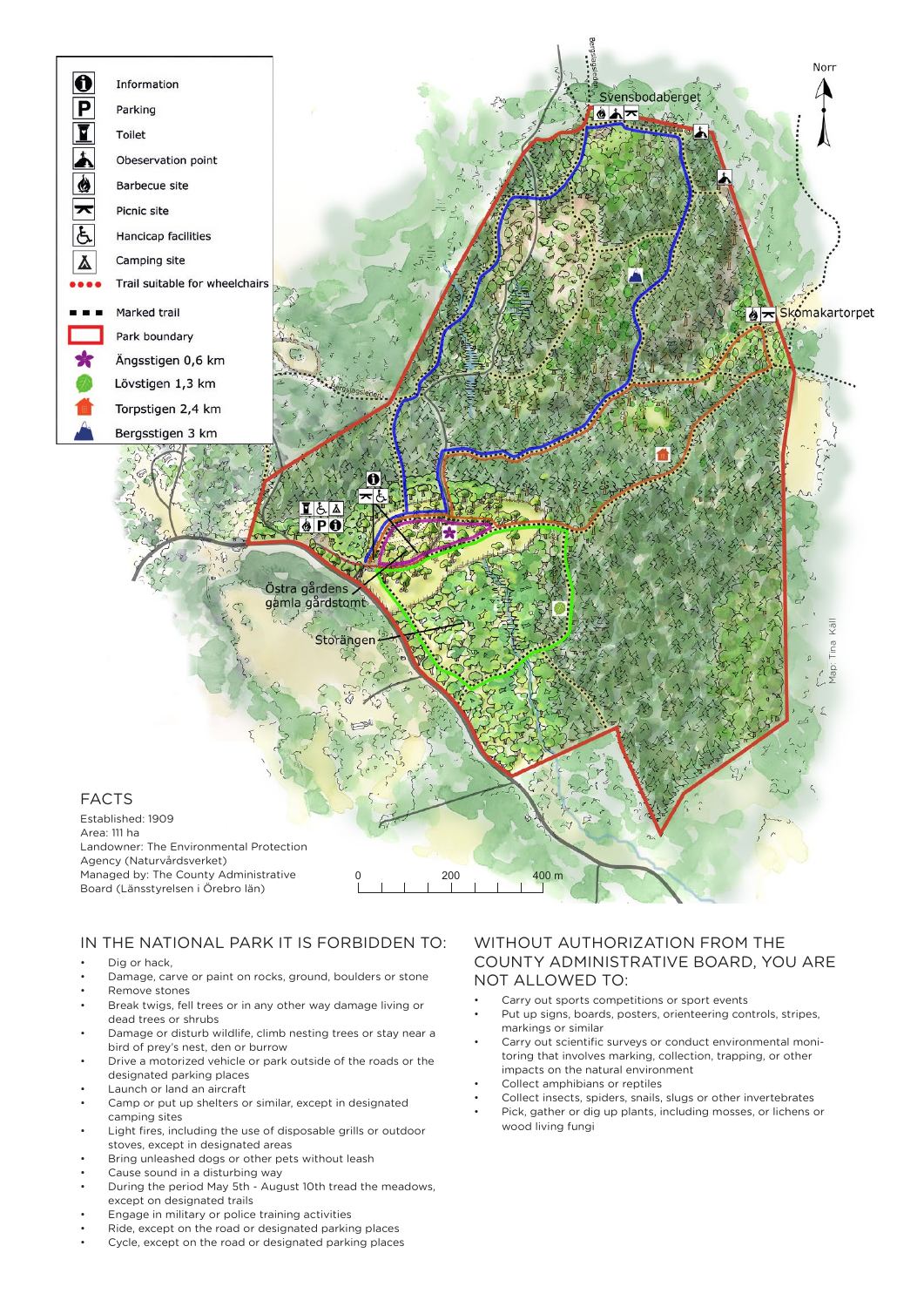Information
Parking
Toilet
Obeservation point
Barbecue site
Picnic site
Hancicap facilities
Camping site
Trail suitable for wheelchairs
Marked trail
Park boundary
Ängsstigen 0,6 km
Lövstigen 1,3 km
Torpstigen 2,4 km
Bergsstigen 3 km

Norr

Svensbodaberget

Skomakartorpet

Östra gårdens gamla gårdstomt

Storängen

Map: Tina Käll

0 200 400 m

## FACTS

Established: 1909
Area: 111 ha
Landowner: The Environmental Protection Agency (Naturvårdsverket)
Managed by: The County Administrative Board (Länsstyrelsen i Örebro län)

## IN THE NATIONAL PARK IT IS FORBIDDEN TO:

- Dig or hack,
- Damage, carve or paint on rocks, ground, boulders or stone
- Remove stones
- Break twigs, fell trees or in any other way damage living or dead trees or shrubs
- Damage or disturb wildlife, climb nesting trees or stay near a bird of prey's nest, den or burrow
- Drive a motorized vehicle or park outside of the roads or the designated parking places
- Launch or land an aircraft
- Camp or put up shelters or similar, except in designated camping sites
- Light fires, including the use of disposable grills or outdoor stoves, except in designated areas
- Bring unleashed dogs or other pets without leash
- Cause sound in a disturbing way
- During the period May 5th - August 10th tread the meadows, except on designated trails
- Engage in military or police training activities
- Ride, except on the road or designated parking places
- Cycle, except on the road or designated parking places

## WITHOUT AUTHORIZATION FROM THE COUNTY ADMINISTRATIVE BOARD, YOU ARE NOT ALLOWED TO:

- Carry out sports competitions or sport events
- Put up signs, boards, posters, orienteering controls, stripes, markings or similar
- Carry out scientific surveys or conduct environmental monitoring that involves marking, collection, trapping, or other impacts on the natural environment
- Collect amphibians or reptiles
- Collect insects, spiders, snails, slugs or other invertebrates
- Pick, gather or dig up plants, including mosses, or lichens or wood living fungi